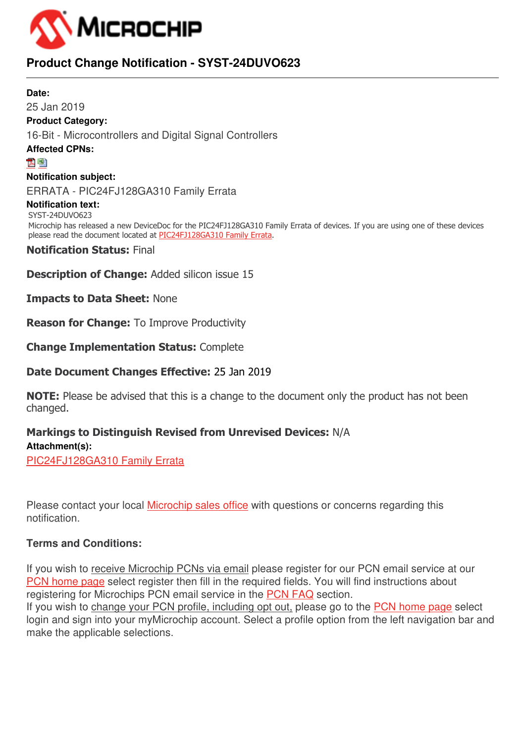# Product Change Notification - SYST-24DUVO623

**Date:**

25 Jan 2019

**Product Category:**

16-Bit - Microcontrollers and Digital Signal Controllers

**Affected CPNs:**

**Notification subject:**

ERRATA - PIC24FJ128GA310 Family Errata

**Notification text:**

SYST-24DUVO623

Microchip has released a new DeviceDoc for the PIC24FJ128GA310 Family Errata of devices. If you are using one of these devices please read the document located at PIC24FJ128GA310 Family Errata.

**Notification Status:** Final

**Description of Change:** Added silicon issue 15

**Impacts to Data Sheet:** None

**Reason for Change:** To Improve Productivity

**Change Implementation Status:** Complete

**Date Document Changes Effective:** 25 Jan 2019

**NOTE:** Please be advised that this is a change to the document only the product has not been changed.

**Markings to Distinguish Revised from Unrevised Devices:** N/A

**Attachment(s):**

PIC24FJ128GA310 Family Errata

Please contact your local Microchip sales office with questions or concerns regarding this notification.

**Terms and Conditions:**

If you wish to receive Microchip PCNs via email please register for our PCN email service at our PCN home page select register then fill in the required fields. You will find instructions about registering for Microchips PCN email service in the PCN FAQ section.

If you wish to change your PCN profile, including opt out, please go to the PCN home page select login and sign into your myMicrochip account. Select a profile option from the left navigation bar and make the applicable selections.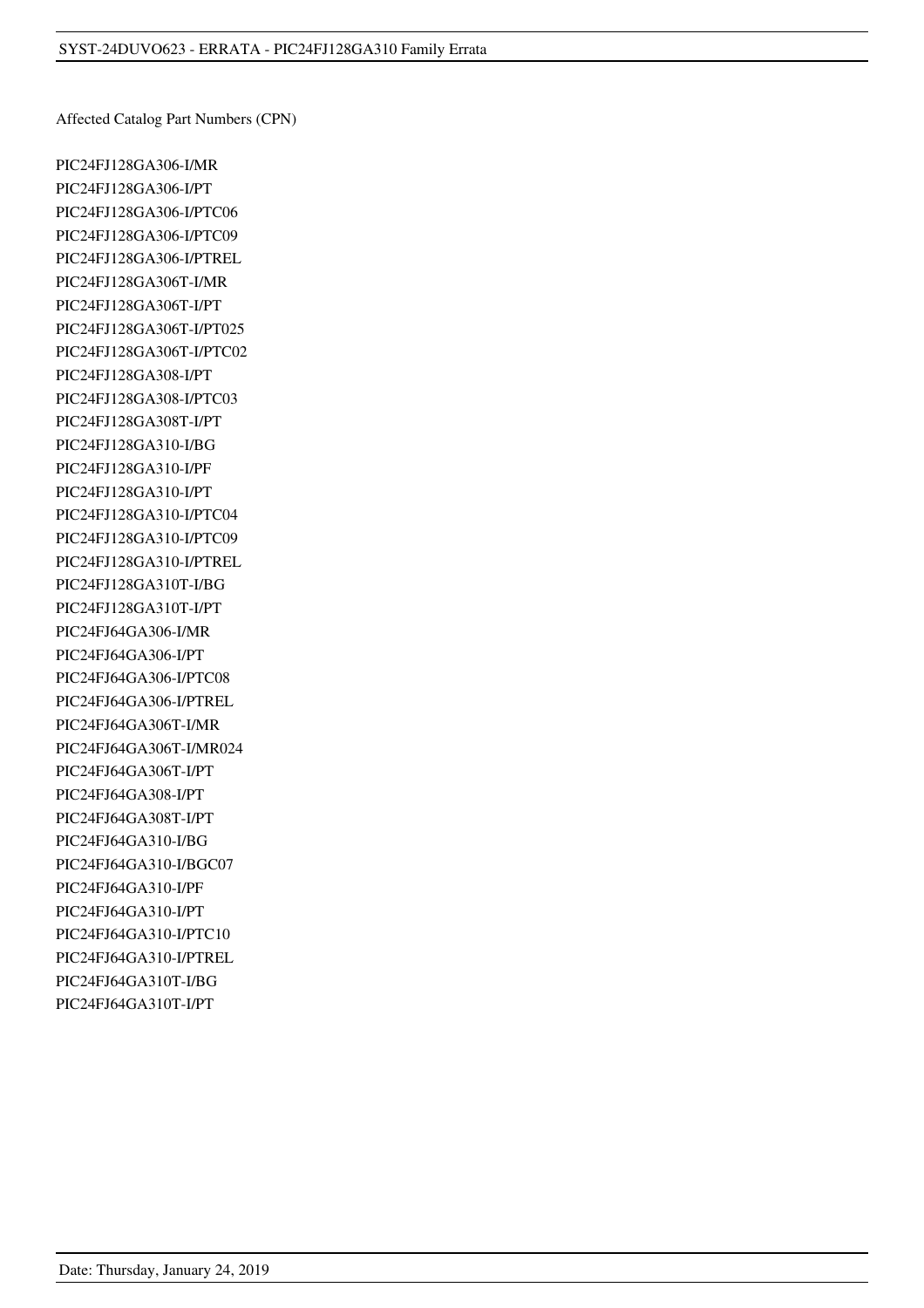Affected Catalog Part Numbers (CPN)

PIC24FJ128GA306-I/MR
PIC24FJ128GA306-I/PT
PIC24FJ128GA306-I/PTC06
PIC24FJ128GA306-I/PTC09
PIC24FJ128GA306-I/PTREL
PIC24FJ128GA306T-I/MR
PIC24FJ128GA306T-I/PT
PIC24FJ128GA306T-I/PT025
PIC24FJ128GA306T-I/PTC02
PIC24FJ128GA308-I/PT
PIC24FJ128GA308-I/PTC03
PIC24FJ128GA308T-I/PT
PIC24FJ128GA310-I/BG
PIC24FJ128GA310-I/PF
PIC24FJ128GA310-I/PT
PIC24FJ128GA310-I/PTC04
PIC24FJ128GA310-I/PTC09
PIC24FJ128GA310-I/PTREL
PIC24FJ128GA310T-I/BG
PIC24FJ128GA310T-I/PT
PIC24FJ64GA306-I/MR
PIC24FJ64GA306-I/PT
PIC24FJ64GA306-I/PTC08
PIC24FJ64GA306-I/PTREL
PIC24FJ64GA306T-I/MR
PIC24FJ64GA306T-I/MR024
PIC24FJ64GA306T-I/PT
PIC24FJ64GA308-I/PT
PIC24FJ64GA308T-I/PT
PIC24FJ64GA310-I/BG
PIC24FJ64GA310-I/BGC07
PIC24FJ64GA310-I/PF
PIC24FJ64GA310-I/PT
PIC24FJ64GA310-I/PTC10
PIC24FJ64GA310-I/PTREL
PIC24FJ64GA310T-I/BG
PIC24FJ64GA310T-I/PT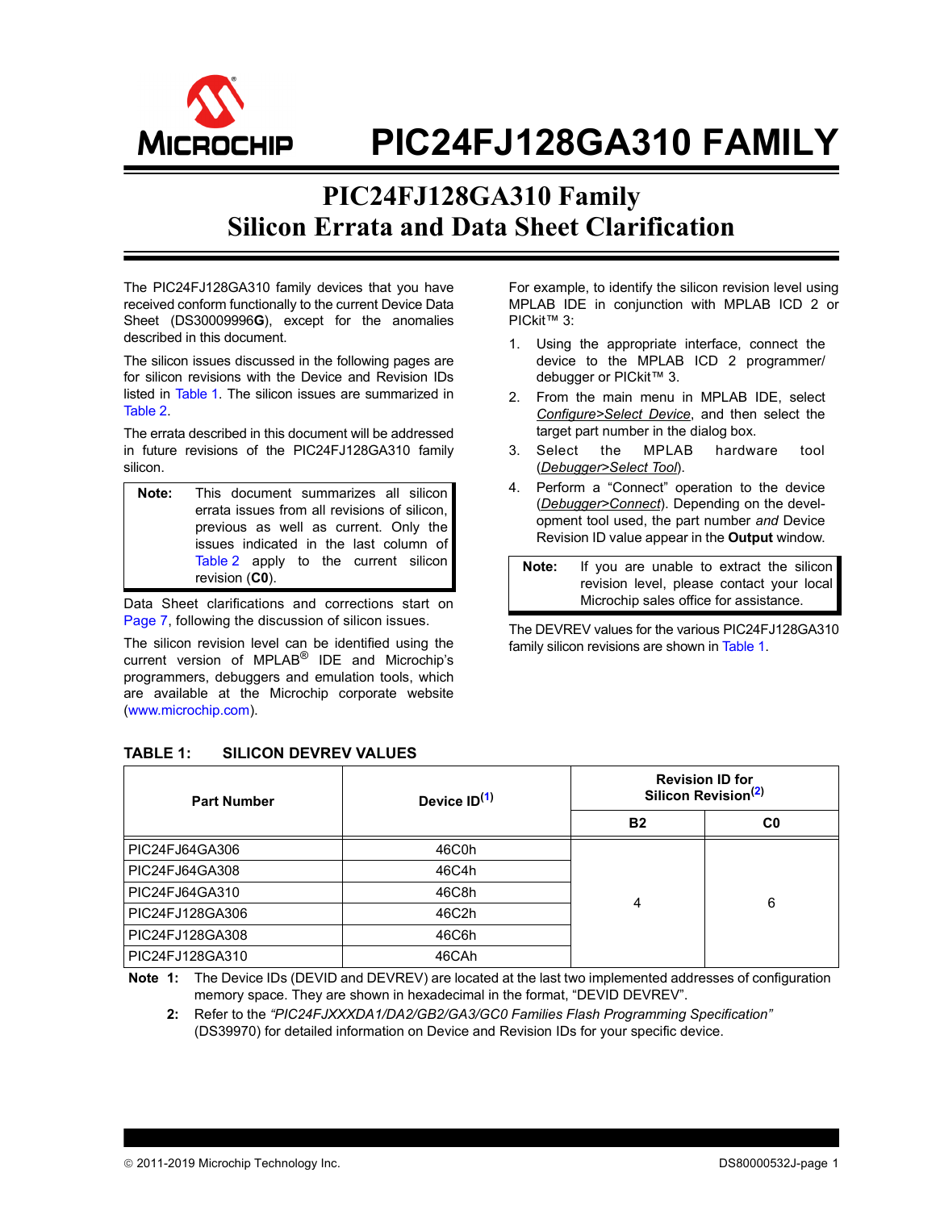# PIC24FJ128GA310 FAMILY

## PIC24FJ128GA310 Family Silicon Errata and Data Sheet Clarification

The PIC24FJ128GA310 family devices that you have received conform functionally to the current Device Data Sheet (DS30009996**G**), except for the anomalies described in this document.

The silicon issues discussed in the following pages are for silicon revisions with the Device and Revision IDs listed in Table 1. The silicon issues are summarized in Table 2.

The errata described in this document will be addressed in future revisions of the PIC24FJ128GA310 family silicon.

> **Note:** This document summarizes all silicon errata issues from all revisions of silicon, previous as well as current. Only the issues indicated in the last column of Table 2 apply to the current silicon revision (**C0**).

Data Sheet clarifications and corrections start on Page 7, following the discussion of silicon issues.

The silicon revision level can be identified using the current version of MPLAB® IDE and Microchip's programmers, debuggers and emulation tools, which are available at the Microchip corporate website (www.microchip.com).

For example, to identify the silicon revision level using MPLAB IDE in conjunction with MPLAB ICD 2 or PICkit™ 3:

1. Using the appropriate interface, connect the device to the MPLAB ICD 2 programmer/ debugger or PICkit™ 3.
2. From the main menu in MPLAB IDE, select *Configure>Select Device*, and then select the target part number in the dialog box.
3. Select the MPLAB hardware tool (*Debugger>Select Tool*).
4. Perform a "Connect" operation to the device (*Debugger>Connect*). Depending on the development tool used, the part number *and* Device Revision ID value appear in the **Output** window.

> **Note:** If you are unable to extract the silicon revision level, please contact your local Microchip sales office for assistance.

The DEVREV values for the various PIC24FJ128GA310 family silicon revisions are shown in Table 1.

**TABLE 1: SILICON DEVREV VALUES**

| Part Number | Device ID[(1)] | Revision ID for Silicon Revision[(2)] | |
|---|---|---|---|
| | | B2 | C0 |
| PIC24FJ64GA306 | 46C0h | 4 | 6 |
| PIC24FJ64GA308 | 46C4h | 4 | 6 |
| PIC24FJ64GA310 | 46C8h | 4 | 6 |
| PIC24FJ128GA306 | 46C2h | 4 | 6 |
| PIC24FJ128GA308 | 46C6h | 4 | 6 |
| PIC24FJ128GA310 | 46CAh | 4 | 6 |

**Note 1:** The Device IDs (DEVID and DEVREV) are located at the last two implemented addresses of configuration memory space. They are shown in hexadecimal in the format, "DEVID DEVREV".

**2:** Refer to the *"PIC24FJXXXDA1/DA2/GB2/GA3/GC0 Families Flash Programming Specification"* (DS39970) for detailed information on Device and Revision IDs for your specific device.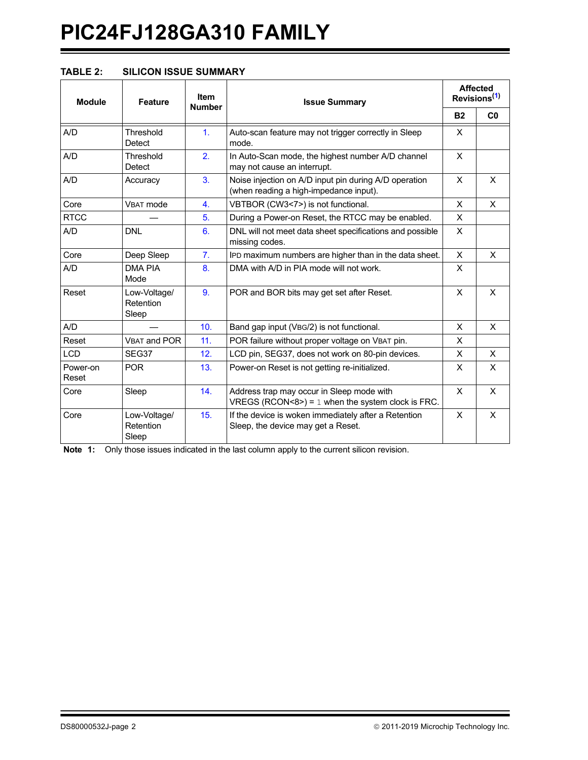**TABLE 2: SILICON ISSUE SUMMARY**

| Module | Feature | Item Number | Issue Summary | Affected Revisions[1] | |
|---|---|---|---|---|---|
| | | | | B2 | C0 |
| A/D | Threshold Detect | 1. | Auto-scan feature may not trigger correctly in Sleep mode. | X | |
| A/D | Threshold Detect | 2. | In Auto-Scan mode, the highest number A/D channel may not cause an interrupt. | X | |
| A/D | Accuracy | 3. | Noise injection on A/D input pin during A/D operation (when reading a high-impedance input). | X | X |
| Core | VBAT mode | 4. | VBTBOR (CW3<7>) is not functional. | X | X |
| RTCC | — | 5. | During a Power-on Reset, the RTCC may be enabled. | X | |
| A/D | DNL | 6. | DNL will not meet data sheet specifications and possible missing codes. | X | |
| Core | Deep Sleep | 7. | IPD maximum numbers are higher than in the data sheet. | X | X |
| A/D | DMA PIA Mode | 8. | DMA with A/D in PIA mode will not work. | X | |
| Reset | Low-Voltage/ Retention Sleep | 9. | POR and BOR bits may get set after Reset. | X | X |
| A/D | — | 10. | Band gap input (VBG/2) is not functional. | X | X |
| Reset | VBAT and POR | 11. | POR failure without proper voltage on VBAT pin. | X | |
| LCD | SEG37 | 12. | LCD pin, SEG37, does not work on 80-pin devices. | X | X |
| Power-on Reset | POR | 13. | Power-on Reset is not getting re-initialized. | X | X |
| Core | Sleep | 14. | Address trap may occur in Sleep mode with VREGS (RCON<8>) = 1 when the system clock is FRC. | X | X |
| Core | Low-Voltage/ Retention Sleep | 15. | If the device is woken immediately after a Retention Sleep, the device may get a Reset. | X | X |

**Note 1:** Only those issues indicated in the last column apply to the current silicon revision.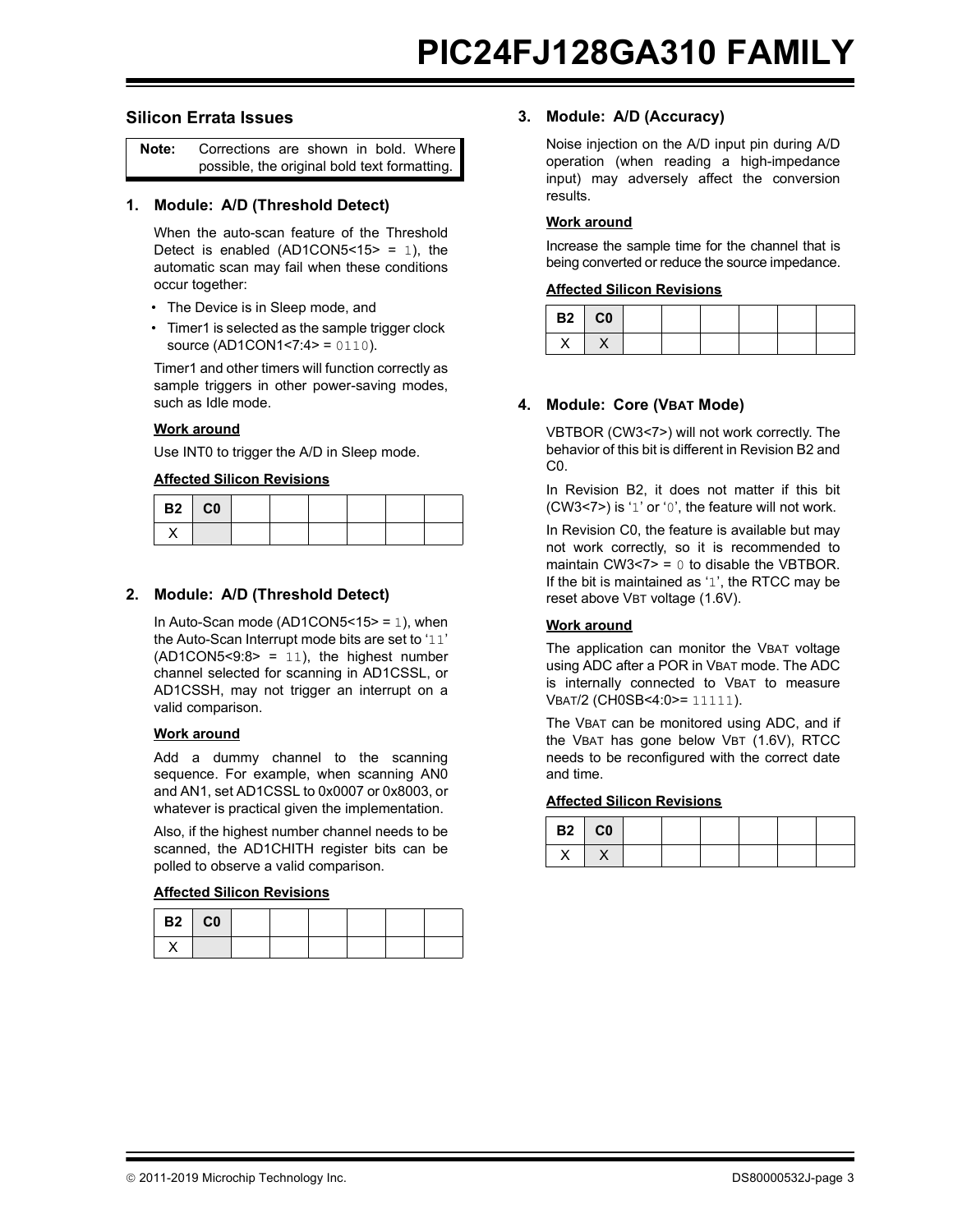## Silicon Errata Issues

| **Note:** | Corrections are shown in bold. Where possible, the original bold text formatting. |
|---|---|

### 1. Module: A/D (Threshold Detect)

When the auto-scan feature of the Threshold Detect is enabled (AD1CON5<15> = 1), the automatic scan may fail when these conditions occur together:

- The Device is in Sleep mode, and
- Timer1 is selected as the sample trigger clock source (AD1CON1<7:4> = 0110).

Timer1 and other timers will function correctly as sample triggers in other power-saving modes, such as Idle mode.

**Work around**

Use INT0 to trigger the A/D in Sleep mode.

**Affected Silicon Revisions**

| B2 | C0 | | | | | | |
|---|---|---|---|---|---|---|---|
| X | | | | | | | |

### 2. Module: A/D (Threshold Detect)

In Auto-Scan mode (AD1CON5<15> = 1), when the Auto-Scan Interrupt mode bits are set to '11' (AD1CON5<9:8> = 11), the highest number channel selected for scanning in AD1CSSL, or AD1CSSH, may not trigger an interrupt on a valid comparison.

**Work around**

Add a dummy channel to the scanning sequence. For example, when scanning AN0 and AN1, set AD1CSSL to 0x0007 or 0x8003, or whatever is practical given the implementation.

Also, if the highest number channel needs to be scanned, the AD1CHITH register bits can be polled to observe a valid comparison.

**Affected Silicon Revisions**

| B2 | C0 | | | | | | |
|---|---|---|---|---|---|---|---|
| X | | | | | | | |

### 3. Module: A/D (Accuracy)

Noise injection on the A/D input pin during A/D operation (when reading a high-impedance input) may adversely affect the conversion results.

**Work around**

Increase the sample time for the channel that is being converted or reduce the source impedance.

**Affected Silicon Revisions**

| B2 | C0 | | | | | | |
|---|---|---|---|---|---|---|---|
| X | X | | | | | | |

### 4. Module: Core (VBAT Mode)

VBTBOR (CW3<7>) will not work correctly. The behavior of this bit is different in Revision B2 and C0.

In Revision B2, it does not matter if this bit (CW3<7>) is '1' or '0', the feature will not work.

In Revision C0, the feature is available but may not work correctly, so it is recommended to maintain CW3<7> = 0 to disable the VBTBOR. If the bit is maintained as '1', the RTCC may be reset above VBT voltage (1.6V).

**Work around**

The application can monitor the VBAT voltage using ADC after a POR in VBAT mode. The ADC is internally connected to VBAT to measure VBAT/2 (CH0SB<4:0>= 11111).

The VBAT can be monitored using ADC, and if the VBAT has gone below VBT (1.6V), RTCC needs to be reconfigured with the correct date and time.

**Affected Silicon Revisions**

| B2 | C0 | | | | | | |
|---|---|---|---|---|---|---|---|
| X | X | | | | | | |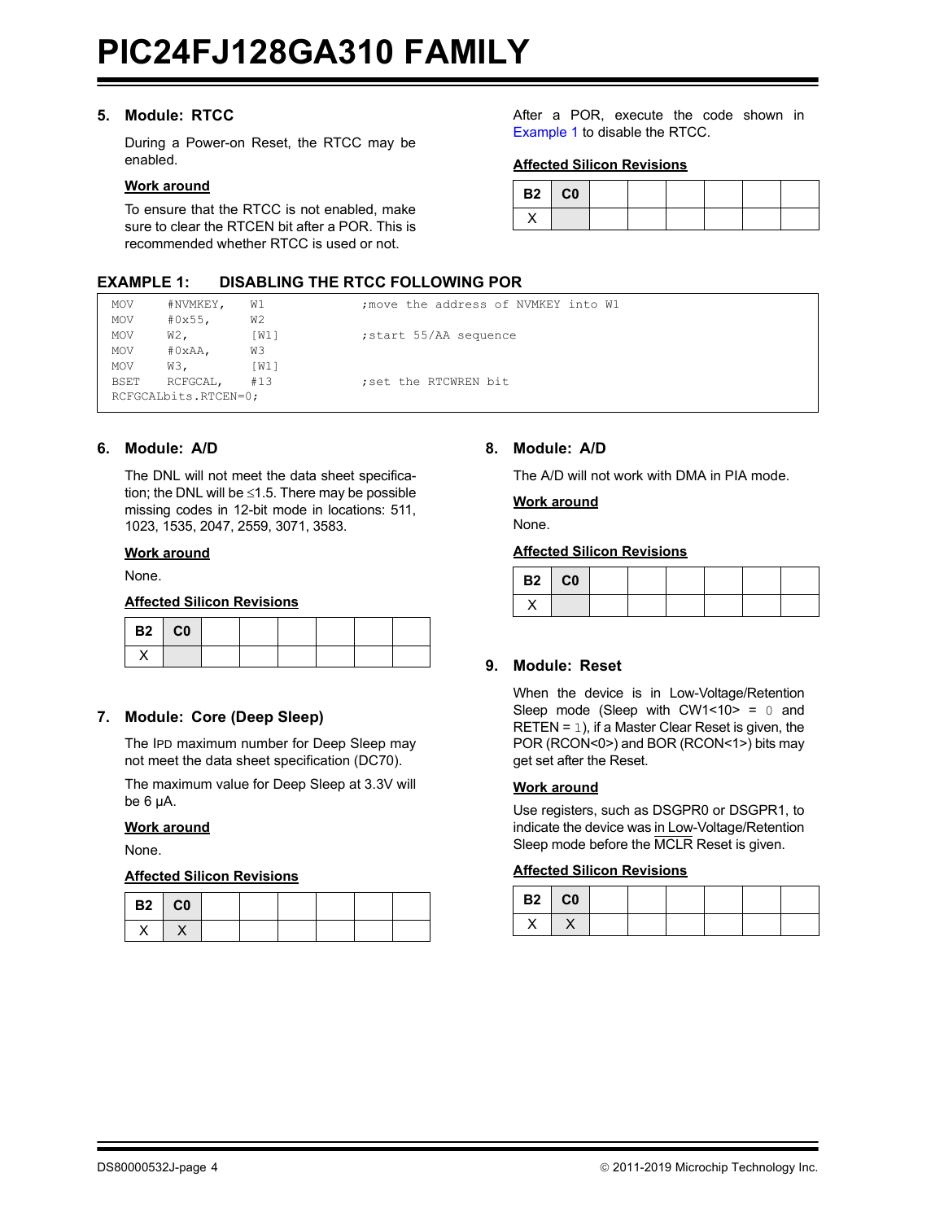## 5. Module: RTCC

During a Power-on Reset, the RTCC may be enabled.

**Work around**

To ensure that the RTCC is not enabled, make sure to clear the RTCEN bit after a POR. This is recommended whether RTCC is used or not.

After a POR, execute the code shown in Example 1 to disable the RTCC.

**Affected Silicon Revisions**

| B2 | C0 | | | | | | |
|---|---|---|---|---|---|---|---|
| X | | | | | | | |

**EXAMPLE 1: DISABLING THE RTCC FOLLOWING POR**

```
MOV     #NVMKEY,    W1              ;move the address of NVMKEY into W1
MOV     #0x55,      W2
MOV     W2,         [W1]            ;start 55/AA sequence
MOV     #0xAA,      W3
MOV     W3,         [W1]
BSET    RCFGCAL,    #13             ;set the RTCWREN bit
RCFGCALbits.RTCEN=0;
```

## 6. Module: A/D

The DNL will not meet the data sheet specification; the DNL will be ≤1.5. There may be possible missing codes in 12-bit mode in locations: 511, 1023, 1535, 2047, 2559, 3071, 3583.

**Work around**

None.

**Affected Silicon Revisions**

| B2 | C0 | | | | | | |
|---|---|---|---|---|---|---|---|
| X | | | | | | | |

## 7. Module: Core (Deep Sleep)

The IPD maximum number for Deep Sleep may not meet the data sheet specification (DC70).

The maximum value for Deep Sleep at 3.3V will be 6 µA.

**Work around**

None.

**Affected Silicon Revisions**

| B2 | C0 | | | | | | |
|---|---|---|---|---|---|---|---|
| X | X | | | | | | |

## 8. Module: A/D

The A/D will not work with DMA in PIA mode.

**Work around**

None.

**Affected Silicon Revisions**

| B2 | C0 | | | | | | |
|---|---|---|---|---|---|---|---|
| X | | | | | | | |

## 9. Module: Reset

When the device is in Low-Voltage/Retention Sleep mode (Sleep with CW1<10> = 0 and RETEN = 1), if a Master Clear Reset is given, the POR (RCON<0>) and BOR (RCON<1>) bits may get set after the Reset.

**Work around**

Use registers, such as DSGPR0 or DSGPR1, to indicate the device was in Low-Voltage/Retention Sleep mode before the MCLR Reset is given.

**Affected Silicon Revisions**

| B2 | C0 | | | | | | |
|---|---|---|---|---|---|---|---|
| X | X | | | | | | |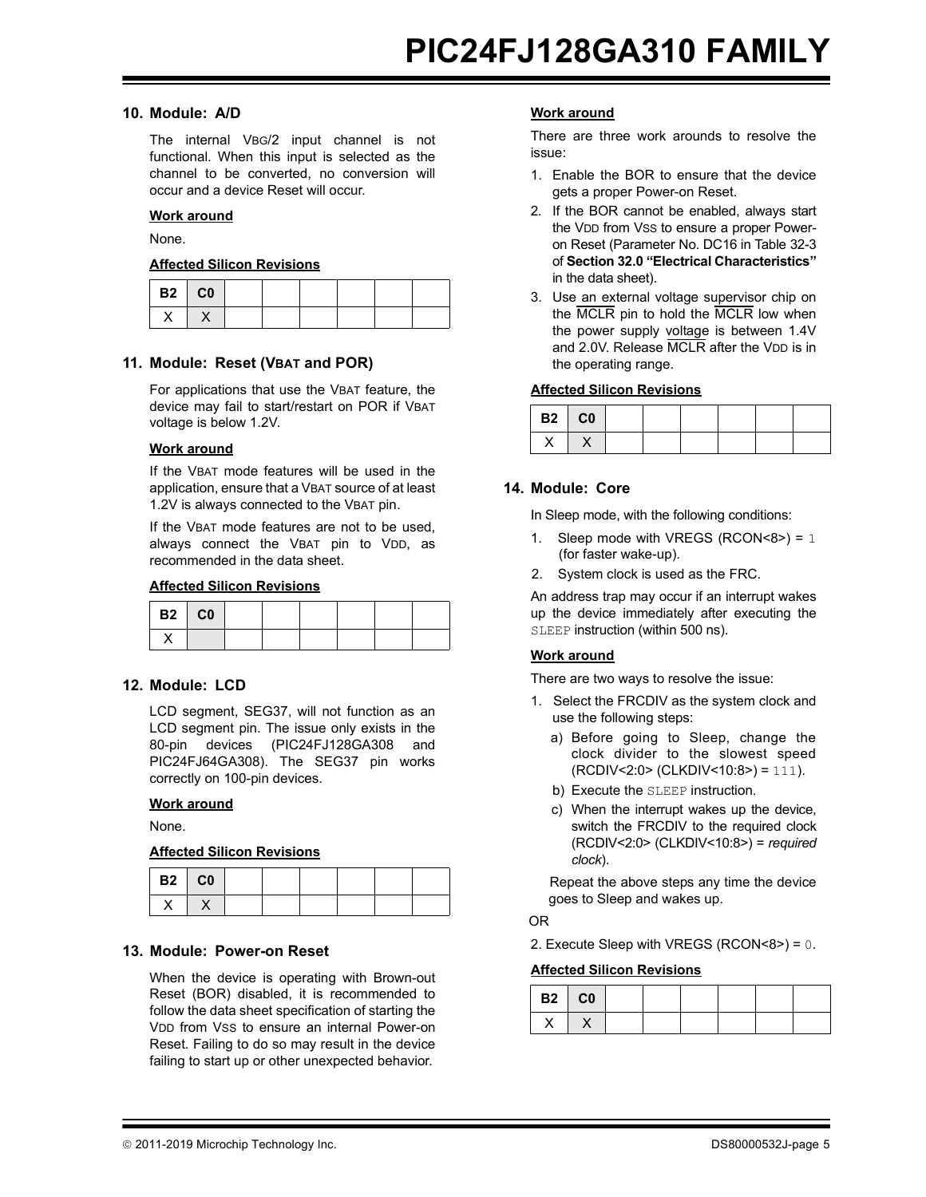## 10. Module: A/D

The internal VBG/2 input channel is not functional. When this input is selected as the channel to be converted, no conversion will occur and a device Reset will occur.

**Work around**

None.

**Affected Silicon Revisions**

| B2 | C0 | | | | | | |
|---|---|---|---|---|---|---|---|
| X | X | | | | | | |

## 11. Module: Reset (VBAT and POR)

For applications that use the VBAT feature, the device may fail to start/restart on POR if VBAT voltage is below 1.2V.

**Work around**

If the VBAT mode features will be used in the application, ensure that a VBAT source of at least 1.2V is always connected to the VBAT pin.

If the VBAT mode features are not to be used, always connect the VBAT pin to VDD, as recommended in the data sheet.

**Affected Silicon Revisions**

| B2 | C0 | | | | | | |
|---|---|---|---|---|---|---|---|
| X | | | | | | | |

## 12. Module: LCD

LCD segment, SEG37, will not function as an LCD segment pin. The issue only exists in the 80-pin devices (PIC24FJ128GA308 and PIC24FJ64GA308). The SEG37 pin works correctly on 100-pin devices.

**Work around**

None.

**Affected Silicon Revisions**

| B2 | C0 | | | | | | |
|---|---|---|---|---|---|---|---|
| X | X | | | | | | |

## 13. Module: Power-on Reset

When the device is operating with Brown-out Reset (BOR) disabled, it is recommended to follow the data sheet specification of starting the VDD from VSS to ensure an internal Power-on Reset. Failing to do so may result in the device failing to start up or other unexpected behavior.

**Work around**

There are three work arounds to resolve the issue:

1. Enable the BOR to ensure that the device gets a proper Power-on Reset.
2. If the BOR cannot be enabled, always start the VDD from VSS to ensure a proper Power-on Reset (Parameter No. DC16 in Table 32-3 of **Section 32.0 "Electrical Characteristics"** in the data sheet).
3. Use an external voltage supervisor chip on the $\overline{\text{MCLR}}$ pin to hold the $\overline{\text{MCLR}}$ low when the power supply voltage is between 1.4V and 2.0V. Release $\overline{\text{MCLR}}$ after the VDD is in the operating range.

**Affected Silicon Revisions**

| B2 | C0 | | | | | | |
|---|---|---|---|---|---|---|---|
| X | X | | | | | | |

## 14. Module: Core

In Sleep mode, with the following conditions:

1. Sleep mode with VREGS (RCON<8>) = `1` (for faster wake-up).
2. System clock is used as the FRC.

An address trap may occur if an interrupt wakes up the device immediately after executing the `SLEEP` instruction (within 500 ns).

**Work around**

There are two ways to resolve the issue:

1. Select the FRCDIV as the system clock and use the following steps:
   a) Before going to Sleep, change the clock divider to the slowest speed (RCDIV<2:0> (CLKDIV<10:8>) = `111`).
   b) Execute the `SLEEP` instruction.
   c) When the interrupt wakes up the device, switch the FRCDIV to the required clock (RCDIV<2:0> (CLKDIV<10:8>) = *required clock*).

   Repeat the above steps any time the device goes to Sleep and wakes up.

OR

2. Execute Sleep with VREGS (RCON<8>) = `0`.

**Affected Silicon Revisions**

| B2 | C0 | | | | | | |
|---|---|---|---|---|---|---|---|
| X | X | | | | | | |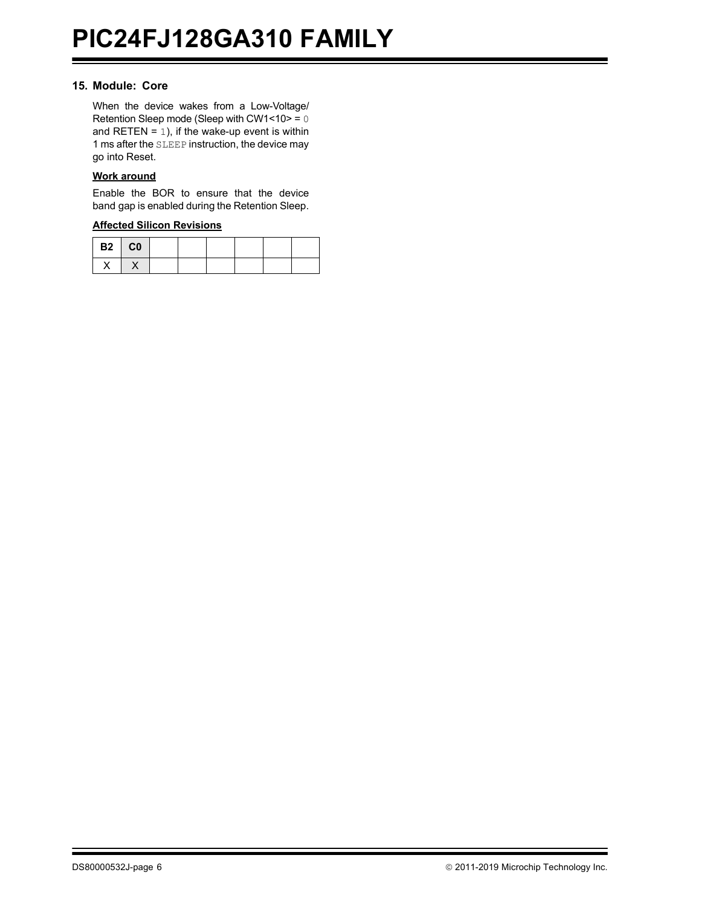## 15. Module: Core

When the device wakes from a Low-Voltage/ Retention Sleep mode (Sleep with CW1<10> = `0` and RETEN = `1`), if the wake-up event is within 1 ms after the `SLEEP` instruction, the device may go into Reset.

**Work around**

Enable the BOR to ensure that the device band gap is enabled during the Retention Sleep.

**Affected Silicon Revisions**

| B2 | C0 | | | | | | |
|---|---|---|---|---|---|---|---|
| X | X | | | | | | |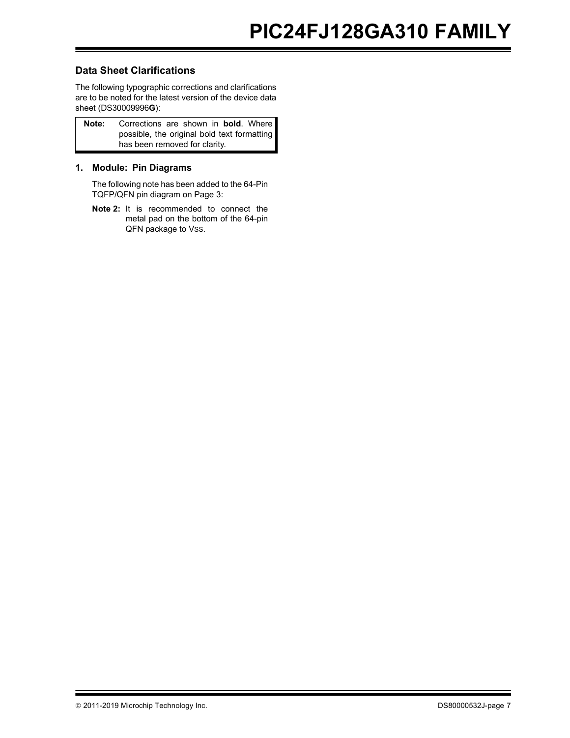## Data Sheet Clarifications

The following typographic corrections and clarifications are to be noted for the latest version of the device data sheet (DS30009996**G**):

> **Note:** Corrections are shown in **bold**. Where possible, the original bold text formatting has been removed for clarity.

### 1. Module: Pin Diagrams

The following note has been added to the 64-Pin TQFP/QFN pin diagram on Page 3:

**Note 2:** It is recommended to connect the metal pad on the bottom of the 64-pin QFN package to $V_{SS}$.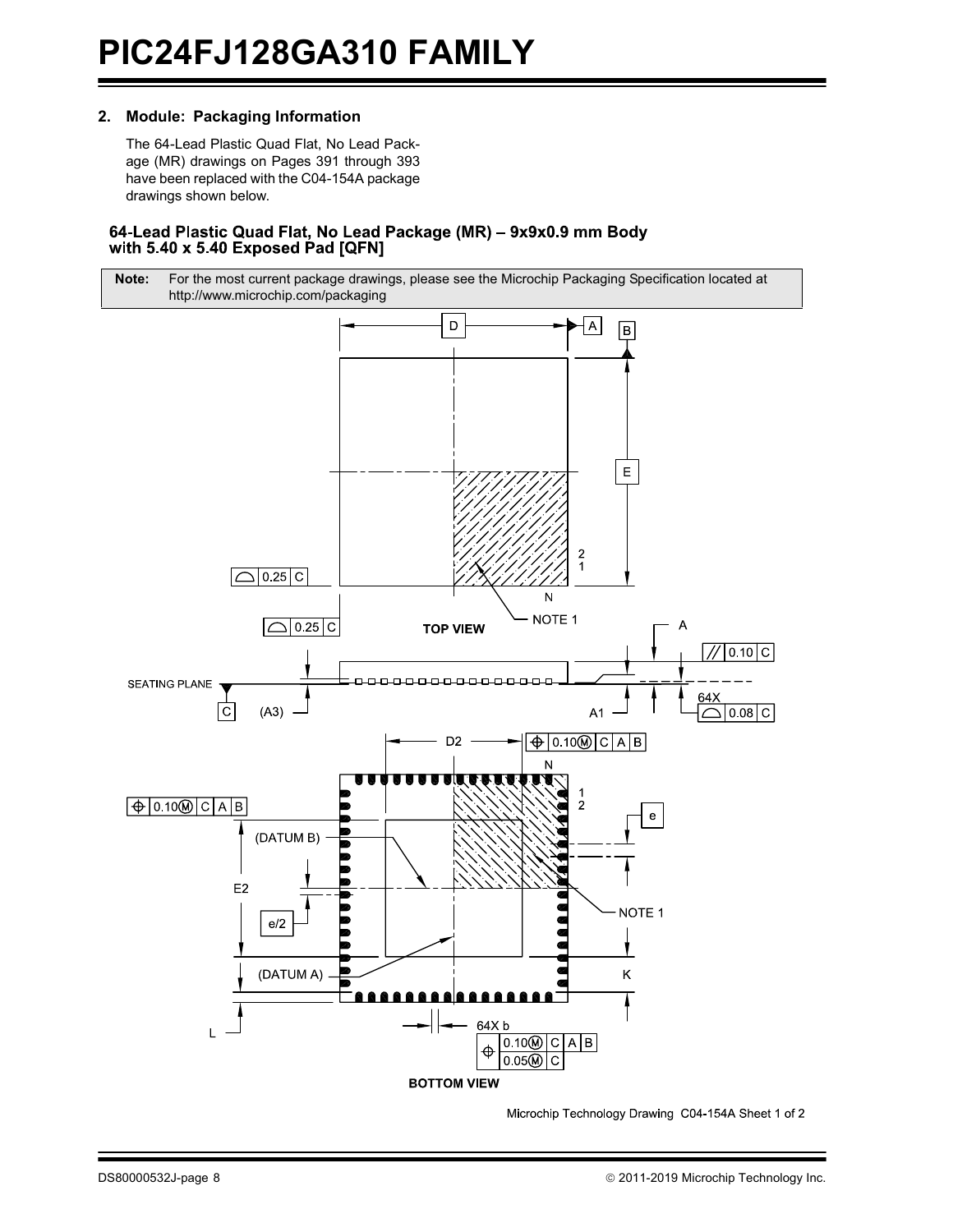## 2. Module: Packaging Information

The 64-Lead Plastic Quad Flat, No Lead Package (MR) drawings on Pages 391 through 393 have been replaced with the C04-154A package drawings shown below.

### 64-Lead Plastic Quad Flat, No Lead Package (MR) – 9x9x0.9 mm Body with 5.40 x 5.40 Exposed Pad [QFN]

| **Note:** | For the most current package drawings, please see the Microchip Packaging Specification located at http://www.microchip.com/packaging |
|---|---|

TOP VIEW

BOTTOM VIEW

Microchip Technology Drawing C04-154A Sheet 1 of 2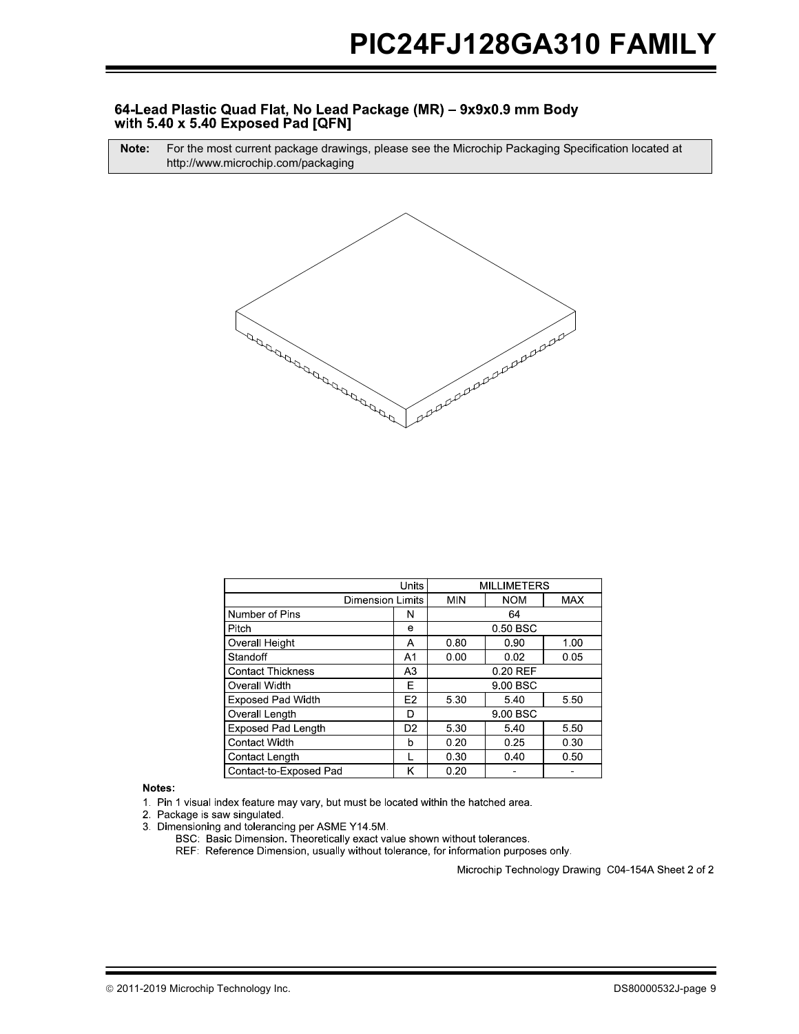## 64-Lead Plastic Quad Flat, No Lead Package (MR) – 9x9x0.9 mm Body with 5.40 x 5.40 Exposed Pad [QFN]

**Note:** For the most current package drawings, please see the Microchip Packaging Specification located at http://www.microchip.com/packaging

| Units | | MILLIMETERS | | |
|---|---|---|---|---|
| Dimension Limits | | MIN | NOM | MAX |
| Number of Pins | N | | 64 | |
| Pitch | e | | 0.50 BSC | |
| Overall Height | A | 0.80 | 0.90 | 1.00 |
| Standoff | A1 | 0.00 | 0.02 | 0.05 |
| Contact Thickness | A3 | | 0.20 REF | |
| Overall Width | E | | 9.00 BSC | |
| Exposed Pad Width | E2 | 5.30 | 5.40 | 5.50 |
| Overall Length | D | | 9.00 BSC | |
| Exposed Pad Length | D2 | 5.30 | 5.40 | 5.50 |
| Contact Width | b | 0.20 | 0.25 | 0.30 |
| Contact Length | L | 0.30 | 0.40 | 0.50 |
| Contact-to-Exposed Pad | K | 0.20 | - | - |

**Notes:**

1. Pin 1 visual index feature may vary, but must be located within the hatched area.
2. Package is saw singulated.
3. Dimensioning and tolerancing per ASME Y14.5M.

   BSC: Basic Dimension. Theoretically exact value shown without tolerances.

   REF: Reference Dimension, usually without tolerance, for information purposes only.

Microchip Technology Drawing C04-154A Sheet 2 of 2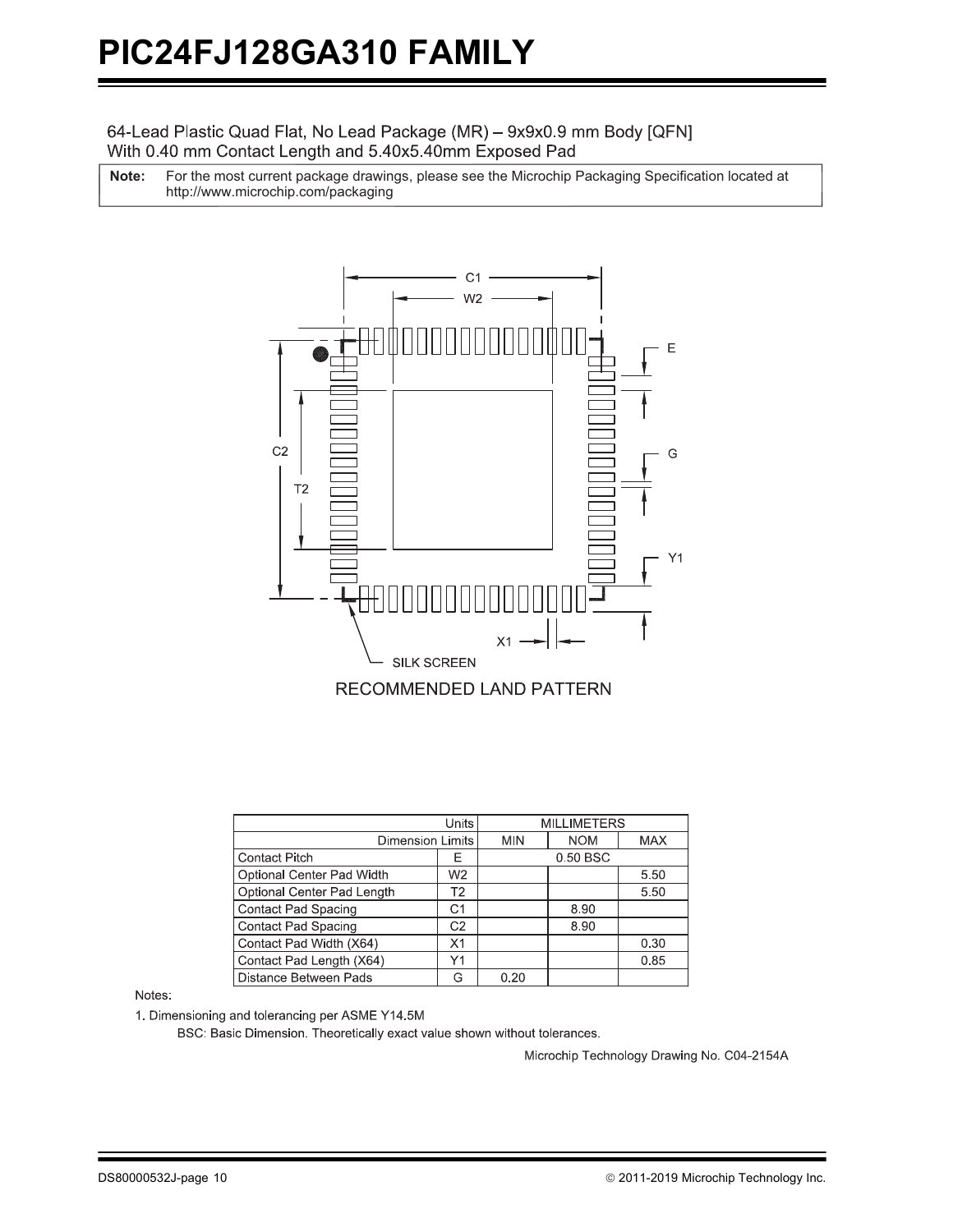64-Lead Plastic Quad Flat, No Lead Package (MR) – 9x9x0.9 mm Body [QFN]
With 0.40 mm Contact Length and 5.40x5.40mm Exposed Pad

| **Note:** | For the most current package drawings, please see the Microchip Packaging Specification located at http://www.microchip.com/packaging |
|---|---|

RECOMMENDED LAND PATTERN

| Units | | MILLIMETERS | | |
|---|---|---|---|---|
| Dimension Limits | | MIN | NOM | MAX |
| Contact Pitch | E | | 0.50 BSC | |
| Optional Center Pad Width | W2 | | | 5.50 |
| Optional Center Pad Length | T2 | | | 5.50 |
| Contact Pad Spacing | C1 | | 8.90 | |
| Contact Pad Spacing | C2 | | 8.90 | |
| Contact Pad Width (X64) | X1 | | | 0.30 |
| Contact Pad Length (X64) | Y1 | | | 0.85 |
| Distance Between Pads | G | 0.20 | | |

Notes:

1. Dimensioning and tolerancing per ASME Y14.5M

   BSC: Basic Dimension. Theoretically exact value shown without tolerances.

Microchip Technology Drawing No. C04-2154A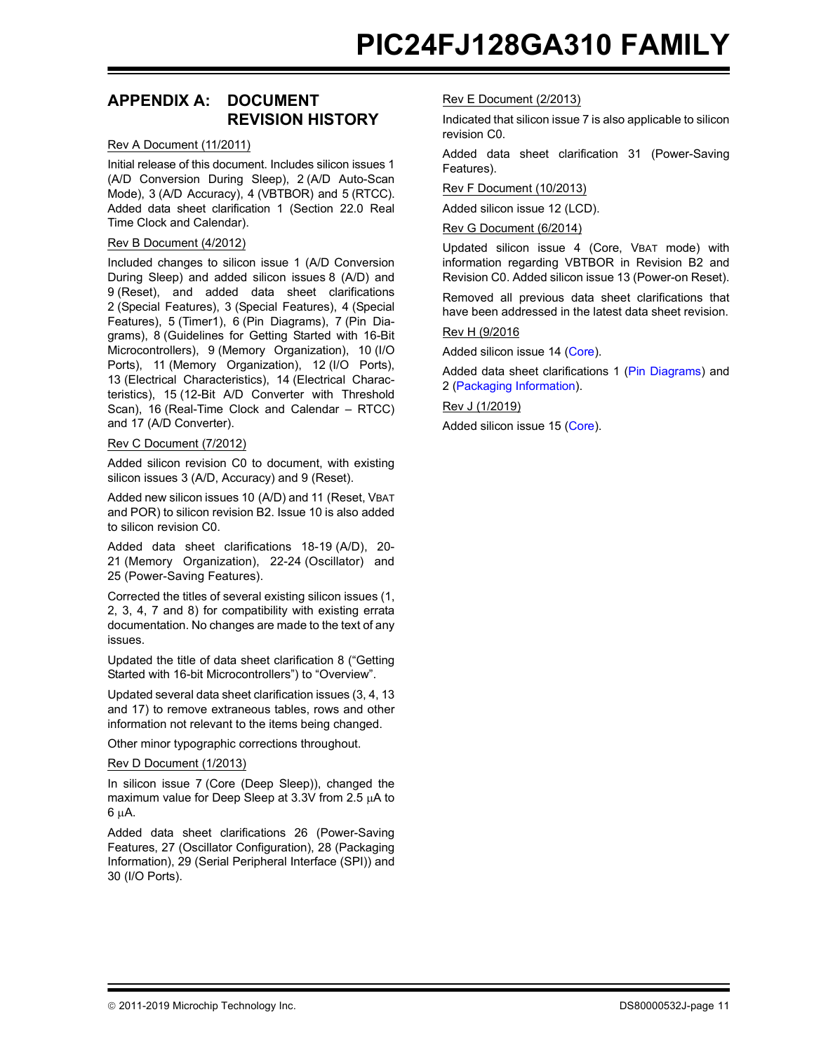# APPENDIX A: DOCUMENT REVISION HISTORY

Rev A Document (11/2011)

Initial release of this document. Includes silicon issues 1 (A/D Conversion During Sleep), 2 (A/D Auto-Scan Mode), 3 (A/D Accuracy), 4 (VBTBOR) and 5 (RTCC). Added data sheet clarification 1 (Section 22.0 Real Time Clock and Calendar).

Rev B Document (4/2012)

Included changes to silicon issue 1 (A/D Conversion During Sleep) and added silicon issues 8 (A/D) and 9 (Reset), and added data sheet clarifications 2 (Special Features), 3 (Special Features), 4 (Special Features), 5 (Timer1), 6 (Pin Diagrams), 7 (Pin Diagrams), 8 (Guidelines for Getting Started with 16-Bit Microcontrollers), 9 (Memory Organization), 10 (I/O Ports), 11 (Memory Organization), 12 (I/O Ports), 13 (Electrical Characteristics), 14 (Electrical Characteristics), 15 (12-Bit A/D Converter with Threshold Scan), 16 (Real-Time Clock and Calendar – RTCC) and 17 (A/D Converter).

Rev C Document (7/2012)

Added silicon revision C0 to document, with existing silicon issues 3 (A/D, Accuracy) and 9 (Reset).

Added new silicon issues 10 (A/D) and 11 (Reset, VBAT and POR) to silicon revision B2. Issue 10 is also added to silicon revision C0.

Added data sheet clarifications 18-19 (A/D), 20-21 (Memory Organization), 22-24 (Oscillator) and 25 (Power-Saving Features).

Corrected the titles of several existing silicon issues (1, 2, 3, 4, 7 and 8) for compatibility with existing errata documentation. No changes are made to the text of any issues.

Updated the title of data sheet clarification 8 ("Getting Started with 16-bit Microcontrollers") to "Overview".

Updated several data sheet clarification issues (3, 4, 13 and 17) to remove extraneous tables, rows and other information not relevant to the items being changed.

Other minor typographic corrections throughout.

Rev D Document (1/2013)

In silicon issue 7 (Core (Deep Sleep)), changed the maximum value for Deep Sleep at 3.3V from 2.5 µA to 6 µA.

Added data sheet clarifications 26 (Power-Saving Features, 27 (Oscillator Configuration), 28 (Packaging Information), 29 (Serial Peripheral Interface (SPI)) and 30 (I/O Ports).

Rev E Document (2/2013)

Indicated that silicon issue 7 is also applicable to silicon revision C0.

Added data sheet clarification 31 (Power-Saving Features).

Rev F Document (10/2013)

Added silicon issue 12 (LCD).

Rev G Document (6/2014)

Updated silicon issue 4 (Core, VBAT mode) with information regarding VBTBOR in Revision B2 and Revision C0. Added silicon issue 13 (Power-on Reset).

Removed all previous data sheet clarifications that have been addressed in the latest data sheet revision.

Rev H (9/2016

Added silicon issue 14 (Core).

Added data sheet clarifications 1 (Pin Diagrams) and 2 (Packaging Information).

Rev J (1/2019)

Added silicon issue 15 (Core).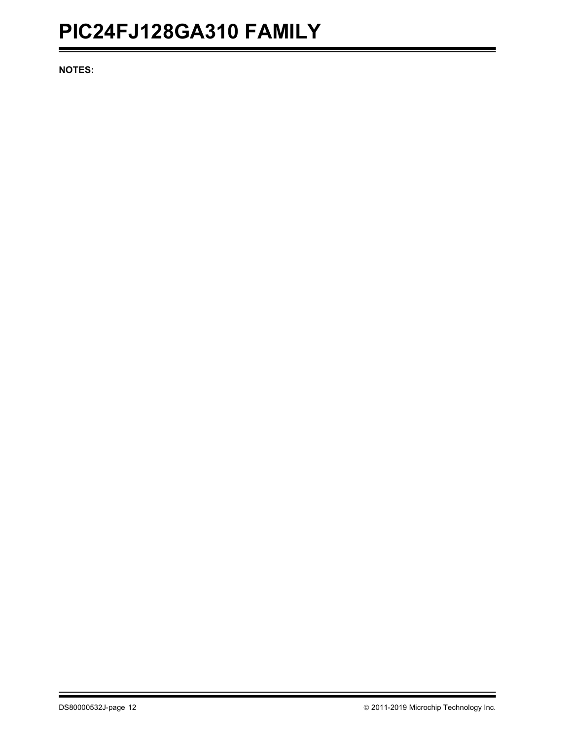**NOTES:**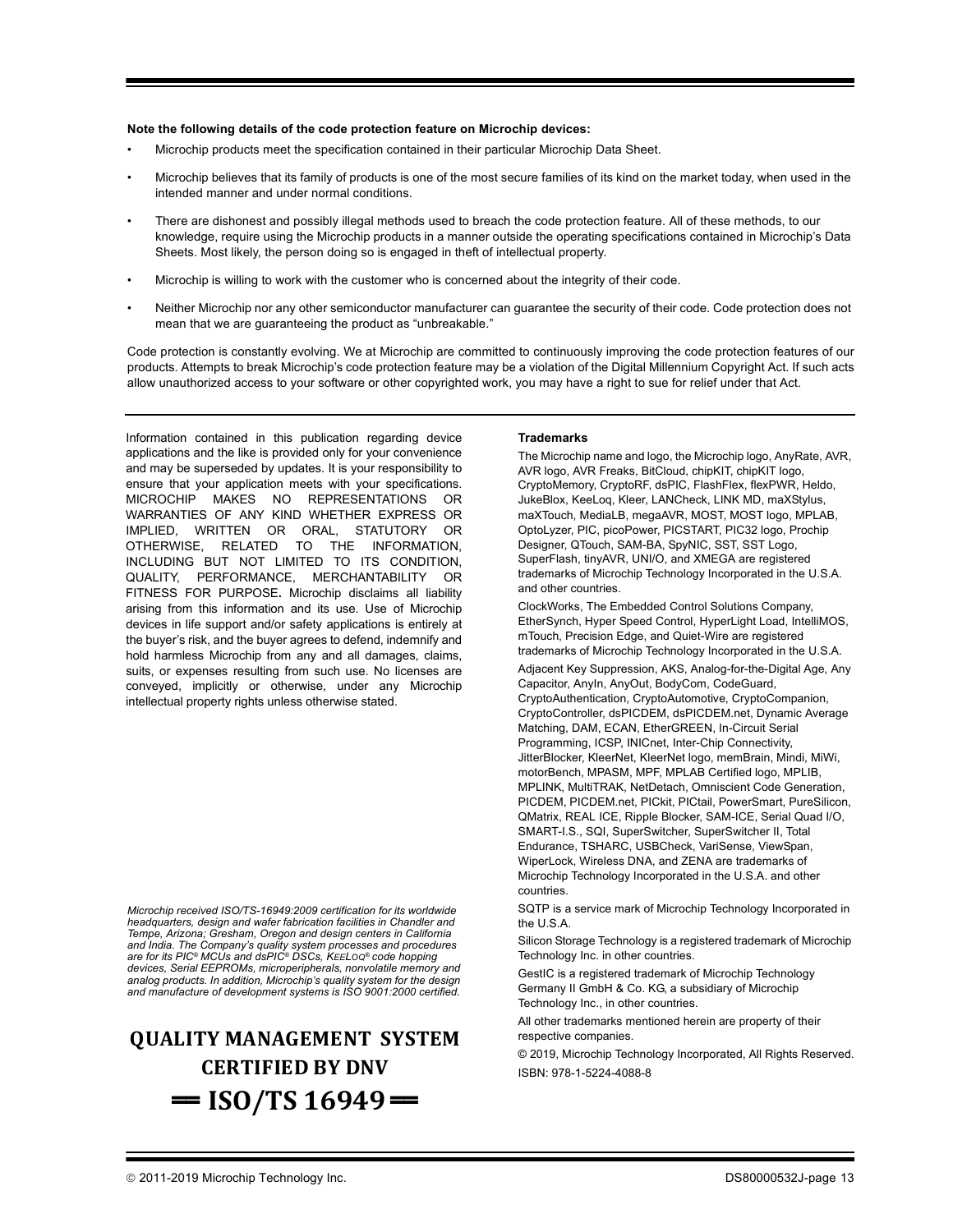**Note the following details of the code protection feature on Microchip devices:**

- Microchip products meet the specification contained in their particular Microchip Data Sheet.
- Microchip believes that its family of products is one of the most secure families of its kind on the market today, when used in the intended manner and under normal conditions.
- There are dishonest and possibly illegal methods used to breach the code protection feature. All of these methods, to our knowledge, require using the Microchip products in a manner outside the operating specifications contained in Microchip's Data Sheets. Most likely, the person doing so is engaged in theft of intellectual property.
- Microchip is willing to work with the customer who is concerned about the integrity of their code.
- Neither Microchip nor any other semiconductor manufacturer can guarantee the security of their code. Code protection does not mean that we are guaranteeing the product as "unbreakable."

Code protection is constantly evolving. We at Microchip are committed to continuously improving the code protection features of our products. Attempts to break Microchip's code protection feature may be a violation of the Digital Millennium Copyright Act. If such acts allow unauthorized access to your software or other copyrighted work, you may have a right to sue for relief under that Act.

---

Information contained in this publication regarding device applications and the like is provided only for your convenience and may be superseded by updates. It is your responsibility to ensure that your application meets with your specifications. MICROCHIP MAKES NO REPRESENTATIONS OR WARRANTIES OF ANY KIND WHETHER EXPRESS OR IMPLIED, WRITTEN OR ORAL, STATUTORY OR OTHERWISE, RELATED TO THE INFORMATION, INCLUDING BUT NOT LIMITED TO ITS CONDITION, QUALITY, PERFORMANCE, MERCHANTABILITY OR FITNESS FOR PURPOSE**.** Microchip disclaims all liability arising from this information and its use. Use of Microchip devices in life support and/or safety applications is entirely at the buyer's risk, and the buyer agrees to defend, indemnify and hold harmless Microchip from any and all damages, claims, suits, or expenses resulting from such use. No licenses are conveyed, implicitly or otherwise, under any Microchip intellectual property rights unless otherwise stated.

*Microchip received ISO/TS-16949:2009 certification for its worldwide headquarters, design and wafer fabrication facilities in Chandler and Tempe, Arizona; Gresham, Oregon and design centers in California and India. The Company's quality system processes and procedures are for its PIC® MCUs and dsPIC® DSCs, KEELOQ® code hopping devices, Serial EEPROMs, microperipherals, nonvolatile memory and analog products. In addition, Microchip's quality system for the design and manufacture of development systems is ISO 9001:2000 certified.*

**QUALITY MANAGEMENT SYSTEM CERTIFIED BY DNV**

**== ISO/TS 16949 ==**

**Trademarks**

The Microchip name and logo, the Microchip logo, AnyRate, AVR, AVR logo, AVR Freaks, BitCloud, chipKIT, chipKIT logo, CryptoMemory, CryptoRF, dsPIC, FlashFlex, flexPWR, Heldo, JukeBlox, KeeLoq, Kleer, LANCheck, LINK MD, maXStylus, maXTouch, MediaLB, megaAVR, MOST, MOST logo, MPLAB, OptoLyzer, PIC, picoPower, PICSTART, PIC32 logo, Prochip Designer, QTouch, SAM-BA, SpyNIC, SST, SST Logo, SuperFlash, tinyAVR, UNI/O, and XMEGA are registered trademarks of Microchip Technology Incorporated in the U.S.A. and other countries.

ClockWorks, The Embedded Control Solutions Company, EtherSynch, Hyper Speed Control, HyperLight Load, IntelliMOS, mTouch, Precision Edge, and Quiet-Wire are registered trademarks of Microchip Technology Incorporated in the U.S.A.

Adjacent Key Suppression, AKS, Analog-for-the-Digital Age, Any Capacitor, AnyIn, AnyOut, BodyCom, CodeGuard, CryptoAuthentication, CryptoAutomotive, CryptoCompanion, CryptoController, dsPICDEM, dsPICDEM.net, Dynamic Average Matching, DAM, ECAN, EtherGREEN, In-Circuit Serial Programming, ICSP, INICnet, Inter-Chip Connectivity, JitterBlocker, KleerNet, KleerNet logo, memBrain, Mindi, MiWi, motorBench, MPASM, MPF, MPLAB Certified logo, MPLIB, MPLINK, MultiTRAK, NetDetach, Omniscient Code Generation, PICDEM, PICDEM.net, PICkit, PICtail, PowerSmart, PureSilicon, QMatrix, REAL ICE, Ripple Blocker, SAM-ICE, Serial Quad I/O, SMART-I.S., SQI, SuperSwitcher, SuperSwitcher II, Total Endurance, TSHARC, USBCheck, VariSense, ViewSpan, WiperLock, Wireless DNA, and ZENA are trademarks of Microchip Technology Incorporated in the U.S.A. and other countries.

SQTP is a service mark of Microchip Technology Incorporated in the U.S.A.

Silicon Storage Technology is a registered trademark of Microchip Technology Inc. in other countries.

GestIC is a registered trademark of Microchip Technology Germany II GmbH & Co. KG, a subsidiary of Microchip Technology Inc., in other countries.

All other trademarks mentioned herein are property of their respective companies.

© 2019, Microchip Technology Incorporated, All Rights Reserved.

ISBN: 978-1-5224-4088-8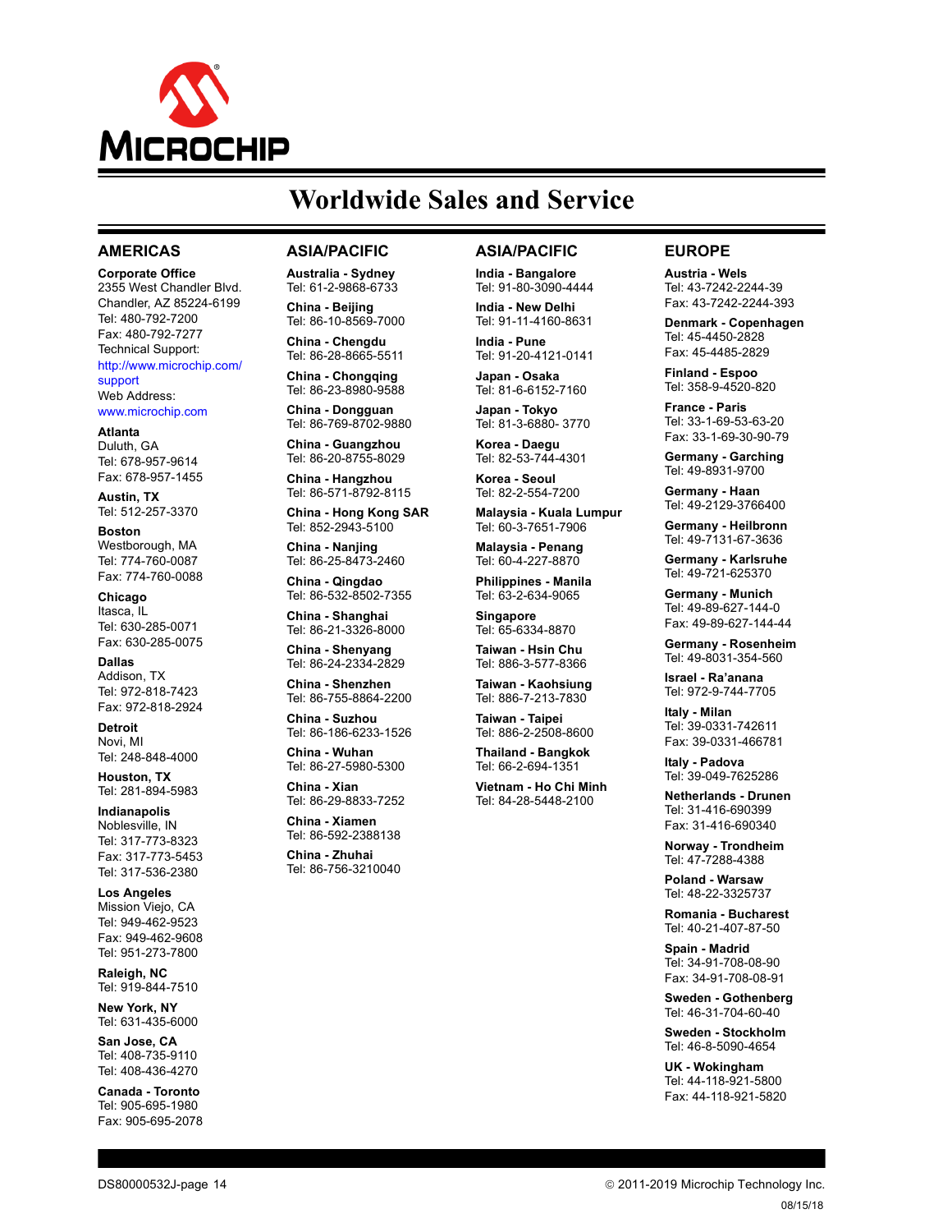# Worldwide Sales and Service

## AMERICAS

**Corporate Office**
2355 West Chandler Blvd.
Chandler, AZ 85224-6199
Tel: 480-792-7200
Fax: 480-792-7277
Technical Support:
http://www.microchip.com/support
Web Address:
www.microchip.com

**Atlanta**
Duluth, GA
Tel: 678-957-9614
Fax: 678-957-1455

**Austin, TX**
Tel: 512-257-3370

**Boston**
Westborough, MA
Tel: 774-760-0087
Fax: 774-760-0088

**Chicago**
Itasca, IL
Tel: 630-285-0071
Fax: 630-285-0075

**Dallas**
Addison, TX
Tel: 972-818-7423
Fax: 972-818-2924

**Detroit**
Novi, MI
Tel: 248-848-4000

**Houston, TX**
Tel: 281-894-5983

**Indianapolis**
Noblesville, IN
Tel: 317-773-8323
Fax: 317-773-5453
Tel: 317-536-2380

**Los Angeles**
Mission Viejo, CA
Tel: 949-462-9523
Fax: 949-462-9608
Tel: 951-273-7800

**Raleigh, NC**
Tel: 919-844-7510

**New York, NY**
Tel: 631-435-6000

**San Jose, CA**
Tel: 408-735-9110
Tel: 408-436-4270

**Canada - Toronto**
Tel: 905-695-1980
Fax: 905-695-2078

## ASIA/PACIFIC

**Australia - Sydney**
Tel: 61-2-9868-6733

**China - Beijing**
Tel: 86-10-8569-7000

**China - Chengdu**
Tel: 86-28-8665-5511

**China - Chongqing**
Tel: 86-23-8980-9588

**China - Dongguan**
Tel: 86-769-8702-9880

**China - Guangzhou**
Tel: 86-20-8755-8029

**China - Hangzhou**
Tel: 86-571-8792-8115

**China - Hong Kong SAR**
Tel: 852-2943-5100

**China - Nanjing**
Tel: 86-25-8473-2460

**China - Qingdao**
Tel: 86-532-8502-7355

**China - Shanghai**
Tel: 86-21-3326-8000

**China - Shenyang**
Tel: 86-24-2334-2829

**China - Shenzhen**
Tel: 86-755-8864-2200

**China - Suzhou**
Tel: 86-186-6233-1526

**China - Wuhan**
Tel: 86-27-5980-5300

**China - Xian**
Tel: 86-29-8833-7252

**China - Xiamen**
Tel: 86-592-2388138

**China - Zhuhai**
Tel: 86-756-3210040

## ASIA/PACIFIC

**India - Bangalore**
Tel: 91-80-3090-4444

**India - New Delhi**
Tel: 91-11-4160-8631

**India - Pune**
Tel: 91-20-4121-0141

**Japan - Osaka**
Tel: 81-6-6152-7160

**Japan - Tokyo**
Tel: 81-3-6880- 3770

**Korea - Daegu**
Tel: 82-53-744-4301

**Korea - Seoul**
Tel: 82-2-554-7200

**Malaysia - Kuala Lumpur**
Tel: 60-3-7651-7906

**Malaysia - Penang**
Tel: 60-4-227-8870

**Philippines - Manila**
Tel: 63-2-634-9065

**Singapore**
Tel: 65-6334-8870

**Taiwan - Hsin Chu**
Tel: 886-3-577-8366

**Taiwan - Kaohsiung**
Tel: 886-7-213-7830

**Taiwan - Taipei**
Tel: 886-2-2508-8600

**Thailand - Bangkok**
Tel: 66-2-694-1351

**Vietnam - Ho Chi Minh**
Tel: 84-28-5448-2100

## EUROPE

**Austria - Wels**
Tel: 43-7242-2244-39
Fax: 43-7242-2244-393

**Denmark - Copenhagen**
Tel: 45-4450-2828
Fax: 45-4485-2829

**Finland - Espoo**
Tel: 358-9-4520-820

**France - Paris**
Tel: 33-1-69-53-63-20
Fax: 33-1-69-30-90-79

**Germany - Garching**
Tel: 49-8931-9700

**Germany - Haan**
Tel: 49-2129-3766400

**Germany - Heilbronn**
Tel: 49-7131-67-3636

**Germany - Karlsruhe**
Tel: 49-721-625370

**Germany - Munich**
Tel: 49-89-627-144-0
Fax: 49-89-627-144-44

**Germany - Rosenheim**
Tel: 49-8031-354-560

**Israel - Ra'anana**
Tel: 972-9-744-7705

**Italy - Milan**
Tel: 39-0331-742611
Fax: 39-0331-466781

**Italy - Padova**
Tel: 39-049-7625286

**Netherlands - Drunen**
Tel: 31-416-690399
Fax: 31-416-690340

**Norway - Trondheim**
Tel: 47-7288-4388

**Poland - Warsaw**
Tel: 48-22-3325737

**Romania - Bucharest**
Tel: 40-21-407-87-50

**Spain - Madrid**
Tel: 34-91-708-08-90
Fax: 34-91-708-08-91

**Sweden - Gothenberg**
Tel: 46-31-704-60-40

**Sweden - Stockholm**
Tel: 46-8-5090-4654

**UK - Wokingham**
Tel: 44-118-921-5800
Fax: 44-118-921-5820

08/15/18